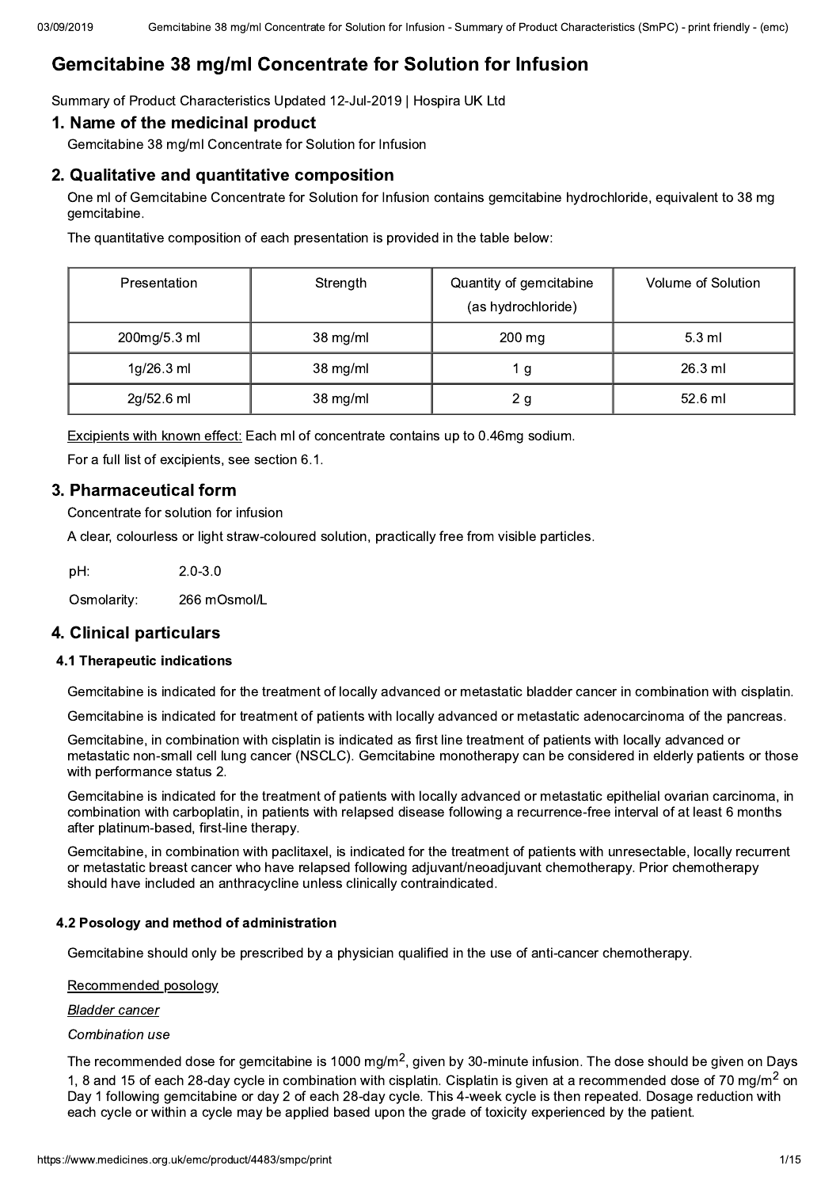# Gemcitabine 38 mg/ml Concentrate for Solution for Infusion

Summary of Product Characteristics Updated 12-Jul-2019 | Hospira UK Ltd

## 1. Name of the medicinal product

Gemcitabine 38 mg/ml Concentrate for Solution for Infusion

## 2. Qualitative and quantitative composition

One ml of Gemcitabine Concentrate for Solution for Infusion contains gemcitabine hydrochloride, equivalent to 38 mg gemcitabine.

The quantitative composition of each presentation is provided in the table below:

| Presentation | Strength | Quantity of gemcitabine (as hydrochloride) | Volume of Solution |
|---|---|---|---|
| 200mg/5.3 ml | 38 mg/ml | 200 mg | 5.3 ml |
| 1g/26.3 ml | 38 mg/ml | 1 g | 26.3 ml |
| 2g/52.6 ml | 38 mg/ml | 2 g | 52.6 ml |

Excipients with known effect: Each ml of concentrate contains up to 0.46mg sodium.

For a full list of excipients, see section 6.1.

## 3. Pharmaceutical form

Concentrate for solution for infusion

A clear, colourless or light straw-coloured solution, practically free from visible particles.

| | |
|---|---|
| pH: | 2.0-3.0 |
| Osmolarity: | 266 mOsmol/L |

## 4. Clinical particulars

### 4.1 Therapeutic indications

Gemcitabine is indicated for the treatment of locally advanced or metastatic bladder cancer in combination with cisplatin.

Gemcitabine is indicated for treatment of patients with locally advanced or metastatic adenocarcinoma of the pancreas.

Gemcitabine, in combination with cisplatin is indicated as first line treatment of patients with locally advanced or metastatic non-small cell lung cancer (NSCLC). Gemcitabine monotherapy can be considered in elderly patients or those with performance status 2.

Gemcitabine is indicated for the treatment of patients with locally advanced or metastatic epithelial ovarian carcinoma, in combination with carboplatin, in patients with relapsed disease following a recurrence-free interval of at least 6 months after platinum-based, first-line therapy.

Gemcitabine, in combination with paclitaxel, is indicated for the treatment of patients with unresectable, locally recurrent or metastatic breast cancer who have relapsed following adjuvant/neoadjuvant chemotherapy. Prior chemotherapy should have included an anthracycline unless clinically contraindicated.

### 4.2 Posology and method of administration

Gemcitabine should only be prescribed by a physician qualified in the use of anti-cancer chemotherapy.

Recommended posology

*Bladder cancer*

*Combination use*

The recommended dose for gemcitabine is 1000 mg/m$^2$, given by 30-minute infusion. The dose should be given on Days 1, 8 and 15 of each 28-day cycle in combination with cisplatin. Cisplatin is given at a recommended dose of 70 mg/m$^2$ on Day 1 following gemcitabine or day 2 of each 28-day cycle. This 4-week cycle is then repeated. Dosage reduction with each cycle or within a cycle may be applied based upon the grade of toxicity experienced by the patient.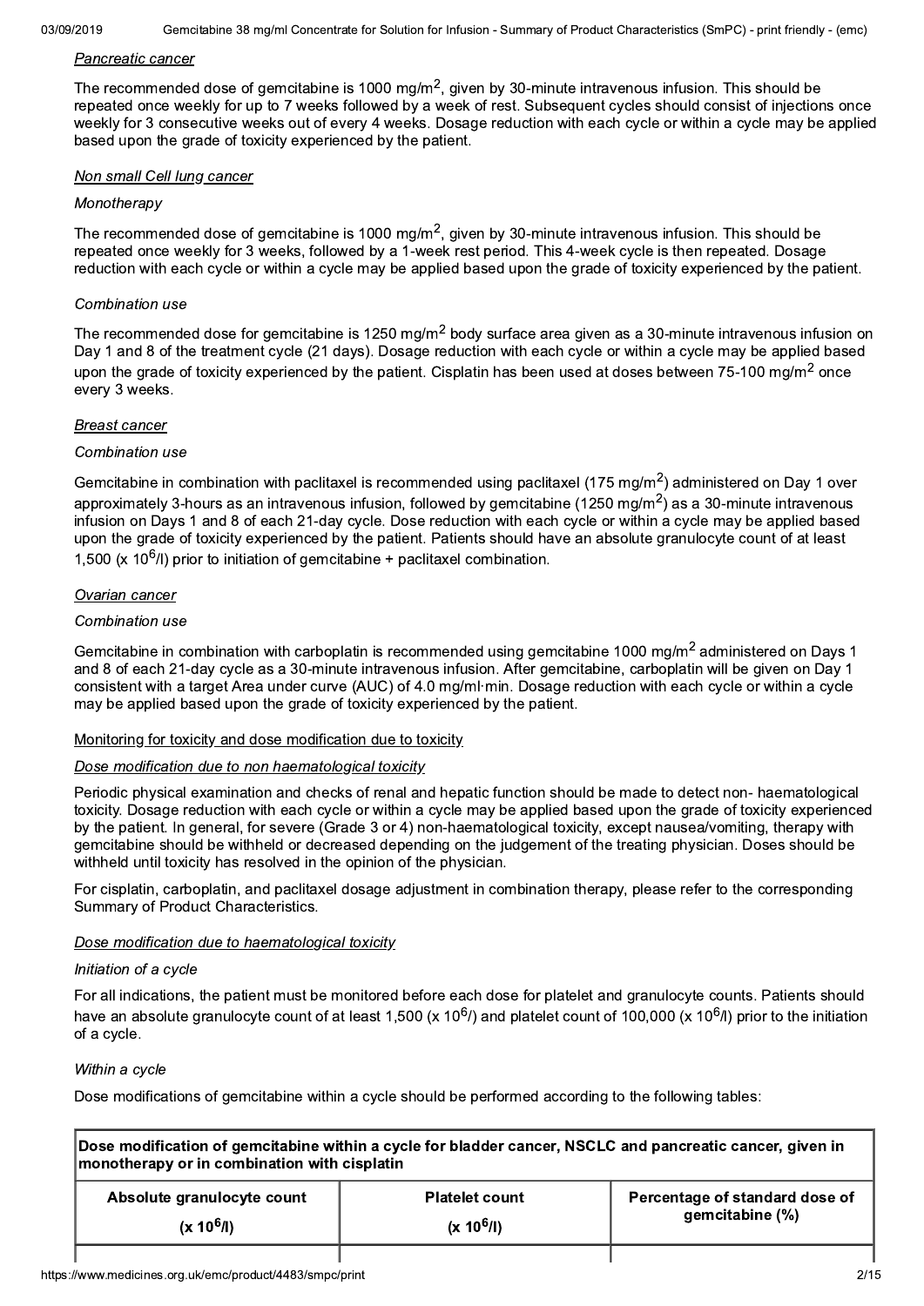*Pancreatic cancer*

The recommended dose of gemcitabine is 1000 mg/m$^2$, given by 30-minute intravenous infusion. This should be repeated once weekly for up to 7 weeks followed by a week of rest. Subsequent cycles should consist of injections once weekly for 3 consecutive weeks out of every 4 weeks. Dosage reduction with each cycle or within a cycle may be applied based upon the grade of toxicity experienced by the patient.

*Non small Cell lung cancer*

*Monotherapy*

The recommended dose of gemcitabine is 1000 mg/m$^2$, given by 30-minute intravenous infusion. This should be repeated once weekly for 3 weeks, followed by a 1-week rest period. This 4-week cycle is then repeated. Dosage reduction with each cycle or within a cycle may be applied based upon the grade of toxicity experienced by the patient.

*Combination use*

The recommended dose for gemcitabine is 1250 mg/m$^2$ body surface area given as a 30-minute intravenous infusion on Day 1 and 8 of the treatment cycle (21 days). Dosage reduction with each cycle or within a cycle may be applied based upon the grade of toxicity experienced by the patient. Cisplatin has been used at doses between 75-100 mg/m$^2$ once every 3 weeks.

*Breast cancer*

*Combination use*

Gemcitabine in combination with paclitaxel is recommended using paclitaxel (175 mg/m$^2$) administered on Day 1 over approximately 3-hours as an intravenous infusion, followed by gemcitabine (1250 mg/m$^2$) as a 30-minute intravenous infusion on Days 1 and 8 of each 21-day cycle. Dose reduction with each cycle or within a cycle may be applied based upon the grade of toxicity experienced by the patient. Patients should have an absolute granulocyte count of at least 1,500 (x $10^6$/l) prior to initiation of gemcitabine + paclitaxel combination.

*Ovarian cancer*

*Combination use*

Gemcitabine in combination with carboplatin is recommended using gemcitabine 1000 mg/m$^2$ administered on Days 1 and 8 of each 21-day cycle as a 30-minute intravenous infusion. After gemcitabine, carboplatin will be given on Day 1 consistent with a target Area under curve (AUC) of 4.0 mg/ml·min. Dosage reduction with each cycle or within a cycle may be applied based upon the grade of toxicity experienced by the patient.

Monitoring for toxicity and dose modification due to toxicity

*Dose modification due to non haematological toxicity*

Periodic physical examination and checks of renal and hepatic function should be made to detect non- haematological toxicity. Dosage reduction with each cycle or within a cycle may be applied based upon the grade of toxicity experienced by the patient. In general, for severe (Grade 3 or 4) non-haematological toxicity, except nausea/vomiting, therapy with gemcitabine should be withheld or decreased depending on the judgement of the treating physician. Doses should be withheld until toxicity has resolved in the opinion of the physician.

For cisplatin, carboplatin, and paclitaxel dosage adjustment in combination therapy, please refer to the corresponding Summary of Product Characteristics.

*Dose modification due to haematological toxicity*

*Initiation of a cycle*

For all indications, the patient must be monitored before each dose for platelet and granulocyte counts. Patients should have an absolute granulocyte count of at least 1,500 (x $10^6$/) and platelet count of 100,000 (x $10^6$/l) prior to the initiation of a cycle.

*Within a cycle*

Dose modifications of gemcitabine within a cycle should be performed according to the following tables:

**Dose modification of gemcitabine within a cycle for bladder cancer, NSCLC and pancreatic cancer, given in monotherapy or in combination with cisplatin**

| Absolute granulocyte count (x $10^6$/l) | Platelet count (x $10^6$/l) | Percentage of standard dose of gemcitabine (%) |
|---|---|---|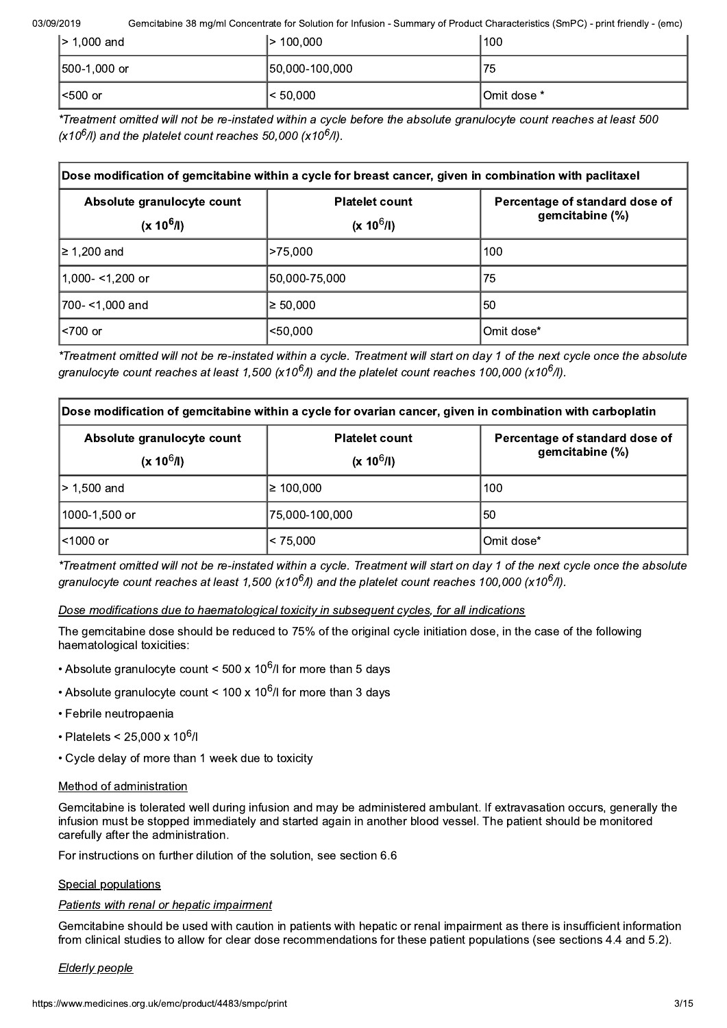| > 1,000 and | > 100,000 | 100 |
|---|---|---|
| 500-1,000 or | 50,000-100,000 | 75 |
| <500 or | < 50,000 | Omit dose * |

*\*Treatment omitted will not be re-instated within a cycle before the absolute granulocyte count reaches at least 500 ($x10^6$/l) and the platelet count reaches 50,000 ($x10^6$/l).*

| Dose modification of gemcitabine within a cycle for breast cancer, given in combination with paclitaxel | | |
|---|---|---|
| **Absolute granulocyte count ($x 10^6$/l)** | **Platelet count ($x 10^6$/l)** | **Percentage of standard dose of gemcitabine (%)** |
| ≥ 1,200 and | >75,000 | 100 |
| 1,000- <1,200 or | 50,000-75,000 | 75 |
| 700- <1,000 and | ≥ 50,000 | 50 |
| <700 or | <50,000 | Omit dose* |

*\*Treatment omitted will not be re-instated within a cycle. Treatment will start on day 1 of the next cycle once the absolute granulocyte count reaches at least 1,500 ($x10^6$/l) and the platelet count reaches 100,000 ($x10^6$/l).*

| Dose modification of gemcitabine within a cycle for ovarian cancer, given in combination with carboplatin | | |
|---|---|---|
| **Absolute granulocyte count ($x 10^6$/l)** | **Platelet count ($x 10^6$/l)** | **Percentage of standard dose of gemcitabine (%)** |
| > 1,500 and | ≥ 100,000 | 100 |
| 1000-1,500 or | 75,000-100,000 | 50 |
| <1000 or | < 75,000 | Omit dose* |

*\*Treatment omitted will not be re-instated within a cycle. Treatment will start on day 1 of the next cycle once the absolute granulocyte count reaches at least 1,500 ($x10^6$/l) and the platelet count reaches 100,000 ($x10^6$/l).*

*Dose modifications due to haematological toxicity in subsequent cycles, for all indications*

The gemcitabine dose should be reduced to 75% of the original cycle initiation dose, in the case of the following haematological toxicities:

- Absolute granulocyte count < 500 x $10^6$/l for more than 5 days
- Absolute granulocyte count < 100 x $10^6$/l for more than 3 days
- Febrile neutropaenia
- Platelets < 25,000 x $10^6$/l
- Cycle delay of more than 1 week due to toxicity

Method of administration

Gemcitabine is tolerated well during infusion and may be administered ambulant. If extravasation occurs, generally the infusion must be stopped immediately and started again in another blood vessel. The patient should be monitored carefully after the administration.

For instructions on further dilution of the solution, see section 6.6

Special populations

*Patients with renal or hepatic impairment*

Gemcitabine should be used with caution in patients with hepatic or renal impairment as there is insufficient information from clinical studies to allow for clear dose recommendations for these patient populations (see sections 4.4 and 5.2).

*Elderly people*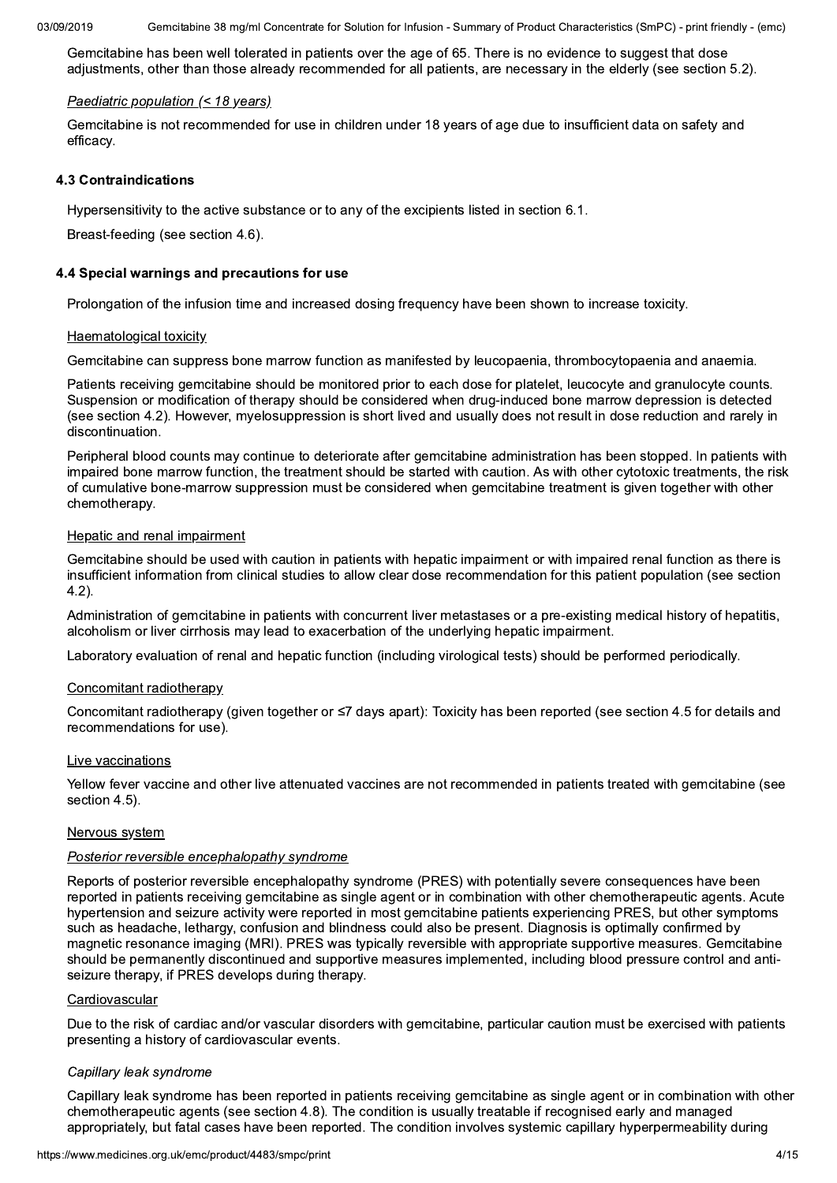Gemcitabine has been well tolerated in patients over the age of 65. There is no evidence to suggest that dose adjustments, other than those already recommended for all patients, are necessary in the elderly (see section 5.2).

*Paediatric population (< 18 years)*

Gemcitabine is not recommended for use in children under 18 years of age due to insufficient data on safety and efficacy.

### 4.3 Contraindications

Hypersensitivity to the active substance or to any of the excipients listed in section 6.1.

Breast-feeding (see section 4.6).

### 4.4 Special warnings and precautions for use

Prolongation of the infusion time and increased dosing frequency have been shown to increase toxicity.

Haematological toxicity

Gemcitabine can suppress bone marrow function as manifested by leucopaenia, thrombocytopaenia and anaemia.

Patients receiving gemcitabine should be monitored prior to each dose for platelet, leucocyte and granulocyte counts. Suspension or modification of therapy should be considered when drug-induced bone marrow depression is detected (see section 4.2). However, myelosuppression is short lived and usually does not result in dose reduction and rarely in discontinuation.

Peripheral blood counts may continue to deteriorate after gemcitabine administration has been stopped. In patients with impaired bone marrow function, the treatment should be started with caution. As with other cytotoxic treatments, the risk of cumulative bone-marrow suppression must be considered when gemcitabine treatment is given together with other chemotherapy.

Hepatic and renal impairment

Gemcitabine should be used with caution in patients with hepatic impairment or with impaired renal function as there is insufficient information from clinical studies to allow clear dose recommendation for this patient population (see section 4.2).

Administration of gemcitabine in patients with concurrent liver metastases or a pre-existing medical history of hepatitis, alcoholism or liver cirrhosis may lead to exacerbation of the underlying hepatic impairment.

Laboratory evaluation of renal and hepatic function (including virological tests) should be performed periodically.

Concomitant radiotherapy

Concomitant radiotherapy (given together or ≤7 days apart): Toxicity has been reported (see section 4.5 for details and recommendations for use).

Live vaccinations

Yellow fever vaccine and other live attenuated vaccines are not recommended in patients treated with gemcitabine (see section 4.5).

Nervous system

*Posterior reversible encephalopathy syndrome*

Reports of posterior reversible encephalopathy syndrome (PRES) with potentially severe consequences have been reported in patients receiving gemcitabine as single agent or in combination with other chemotherapeutic agents. Acute hypertension and seizure activity were reported in most gemcitabine patients experiencing PRES, but other symptoms such as headache, lethargy, confusion and blindness could also be present. Diagnosis is optimally confirmed by magnetic resonance imaging (MRI). PRES was typically reversible with appropriate supportive measures. Gemcitabine should be permanently discontinued and supportive measures implemented, including blood pressure control and anti-seizure therapy, if PRES develops during therapy.

Cardiovascular

Due to the risk of cardiac and/or vascular disorders with gemcitabine, particular caution must be exercised with patients presenting a history of cardiovascular events.

*Capillary leak syndrome*

Capillary leak syndrome has been reported in patients receiving gemcitabine as single agent or in combination with other chemotherapeutic agents (see section 4.8). The condition is usually treatable if recognised early and managed appropriately, but fatal cases have been reported. The condition involves systemic capillary hyperpermeability during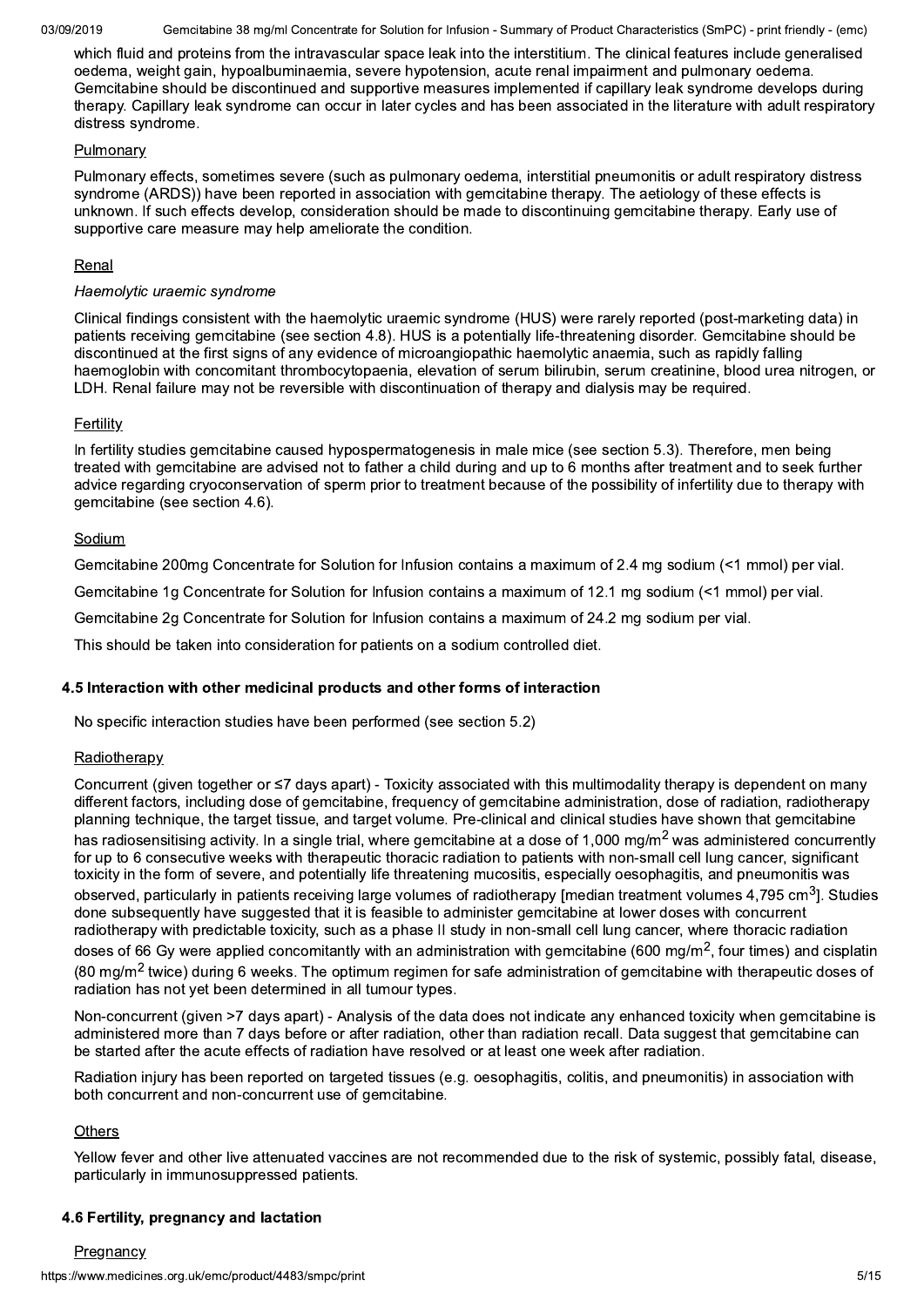which fluid and proteins from the intravascular space leak into the interstitium. The clinical features include generalised oedema, weight gain, hypoalbuminaemia, severe hypotension, acute renal impairment and pulmonary oedema. Gemcitabine should be discontinued and supportive measures implemented if capillary leak syndrome develops during therapy. Capillary leak syndrome can occur in later cycles and has been associated in the literature with adult respiratory distress syndrome.

Pulmonary

Pulmonary effects, sometimes severe (such as pulmonary oedema, interstitial pneumonitis or adult respiratory distress syndrome (ARDS)) have been reported in association with gemcitabine therapy. The aetiology of these effects is unknown. If such effects develop, consideration should be made to discontinuing gemcitabine therapy. Early use of supportive care measure may help ameliorate the condition.

Renal

*Haemolytic uraemic syndrome*

Clinical findings consistent with the haemolytic uraemic syndrome (HUS) were rarely reported (post-marketing data) in patients receiving gemcitabine (see section 4.8). HUS is a potentially life-threatening disorder. Gemcitabine should be discontinued at the first signs of any evidence of microangiopathic haemolytic anaemia, such as rapidly falling haemoglobin with concomitant thrombocytopaenia, elevation of serum bilirubin, serum creatinine, blood urea nitrogen, or LDH. Renal failure may not be reversible with discontinuation of therapy and dialysis may be required.

Fertility

In fertility studies gemcitabine caused hypospermatogenesis in male mice (see section 5.3). Therefore, men being treated with gemcitabine are advised not to father a child during and up to 6 months after treatment and to seek further advice regarding cryoconservation of sperm prior to treatment because of the possibility of infertility due to therapy with gemcitabine (see section 4.6).

Sodium

Gemcitabine 200mg Concentrate for Solution for Infusion contains a maximum of 2.4 mg sodium (<1 mmol) per vial.

Gemcitabine 1g Concentrate for Solution for Infusion contains a maximum of 12.1 mg sodium (<1 mmol) per vial.

Gemcitabine 2g Concentrate for Solution for Infusion contains a maximum of 24.2 mg sodium per vial.

This should be taken into consideration for patients on a sodium controlled diet.

## 4.5 Interaction with other medicinal products and other forms of interaction

No specific interaction studies have been performed (see section 5.2)

Radiotherapy

Concurrent (given together or ≤7 days apart) - Toxicity associated with this multimodality therapy is dependent on many different factors, including dose of gemcitabine, frequency of gemcitabine administration, dose of radiation, radiotherapy planning technique, the target tissue, and target volume. Pre-clinical and clinical studies have shown that gemcitabine has radiosensitising activity. In a single trial, where gemcitabine at a dose of 1,000 mg/m$^2$ was administered concurrently for up to 6 consecutive weeks with therapeutic thoracic radiation to patients with non-small cell lung cancer, significant toxicity in the form of severe, and potentially life threatening mucositis, especially oesophagitis, and pneumonitis was observed, particularly in patients receiving large volumes of radiotherapy [median treatment volumes 4,795 cm$^3$]. Studies done subsequently have suggested that it is feasible to administer gemcitabine at lower doses with concurrent radiotherapy with predictable toxicity, such as a phase II study in non-small cell lung cancer, where thoracic radiation doses of 66 Gy were applied concomitantly with an administration with gemcitabine (600 mg/m$^2$, four times) and cisplatin (80 mg/m$^2$ twice) during 6 weeks. The optimum regimen for safe administration of gemcitabine with therapeutic doses of radiation has not yet been determined in all tumour types.

Non-concurrent (given >7 days apart) - Analysis of the data does not indicate any enhanced toxicity when gemcitabine is administered more than 7 days before or after radiation, other than radiation recall. Data suggest that gemcitabine can be started after the acute effects of radiation have resolved or at least one week after radiation.

Radiation injury has been reported on targeted tissues (e.g. oesophagitis, colitis, and pneumonitis) in association with both concurrent and non-concurrent use of gemcitabine.

Others

Yellow fever and other live attenuated vaccines are not recommended due to the risk of systemic, possibly fatal, disease, particularly in immunosuppressed patients.

## 4.6 Fertility, pregnancy and lactation

Pregnancy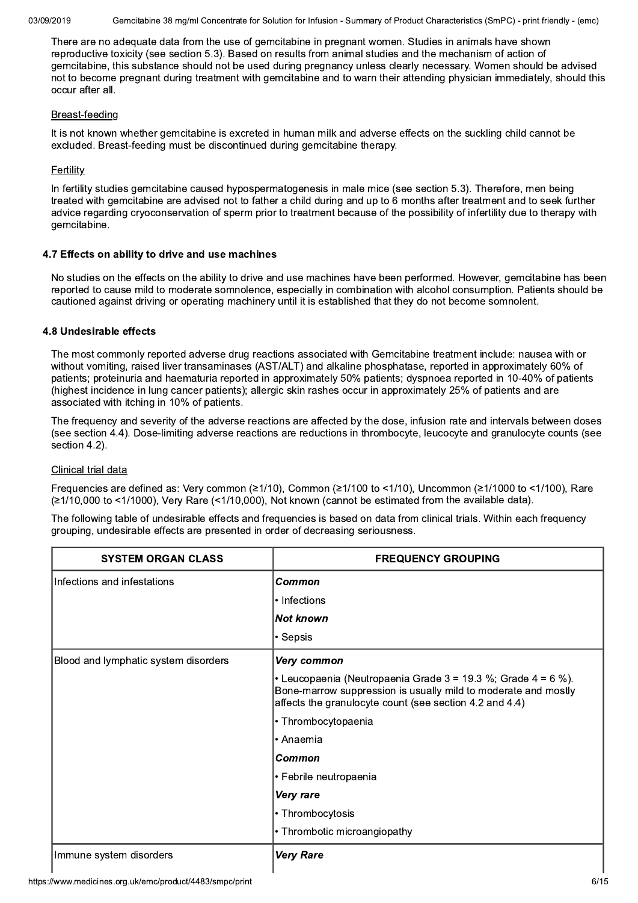There are no adequate data from the use of gemcitabine in pregnant women. Studies in animals have shown reproductive toxicity (see section 5.3). Based on results from animal studies and the mechanism of action of gemcitabine, this substance should not be used during pregnancy unless clearly necessary. Women should be advised not to become pregnant during treatment with gemcitabine and to warn their attending physician immediately, should this occur after all.

Breast-feeding

It is not known whether gemcitabine is excreted in human milk and adverse effects on the suckling child cannot be excluded. Breast-feeding must be discontinued during gemcitabine therapy.

Fertility

In fertility studies gemcitabine caused hypospermatogenesis in male mice (see section 5.3). Therefore, men being treated with gemcitabine are advised not to father a child during and up to 6 months after treatment and to seek further advice regarding cryoconservation of sperm prior to treatment because of the possibility of infertility due to therapy with gemcitabine.

### 4.7 Effects on ability to drive and use machines

No studies on the effects on the ability to drive and use machines have been performed. However, gemcitabine has been reported to cause mild to moderate somnolence, especially in combination with alcohol consumption. Patients should be cautioned against driving or operating machinery until it is established that they do not become somnolent.

### 4.8 Undesirable effects

The most commonly reported adverse drug reactions associated with Gemcitabine treatment include: nausea with or without vomiting, raised liver transaminases (AST/ALT) and alkaline phosphatase, reported in approximately 60% of patients; proteinuria and haematuria reported in approximately 50% patients; dyspnoea reported in 10-40% of patients (highest incidence in lung cancer patients); allergic skin rashes occur in approximately 25% of patients and are associated with itching in 10% of patients.

The frequency and severity of the adverse reactions are affected by the dose, infusion rate and intervals between doses (see section 4.4). Dose-limiting adverse reactions are reductions in thrombocyte, leucocyte and granulocyte counts (see section 4.2).

Clinical trial data

Frequencies are defined as: Very common (≥1/10), Common (≥1/100 to <1/10), Uncommon (≥1/1000 to <1/100), Rare (≥1/10,000 to <1/1000), Very Rare (<1/10,000), Not known (cannot be estimated from the available data).

The following table of undesirable effects and frequencies is based on data from clinical trials. Within each frequency grouping, undesirable effects are presented in order of decreasing seriousness.

| SYSTEM ORGAN CLASS | FREQUENCY GROUPING |
|---|---|
| Infections and infestations | ***Common***<br>• Infections<br>***Not known***<br>• Sepsis |
| Blood and lymphatic system disorders | ***Very common***<br>• Leucopaenia (Neutropaenia Grade 3 = 19.3 %; Grade 4 = 6 %). Bone-marrow suppression is usually mild to moderate and mostly affects the granulocyte count (see section 4.2 and 4.4)<br>• Thrombocytopaenia<br>• Anaemia<br>***Common***<br>• Febrile neutropaenia<br>***Very rare***<br>• Thrombocytosis<br>• Thrombotic microangiopathy |
| Immune system disorders | ***Very Rare*** |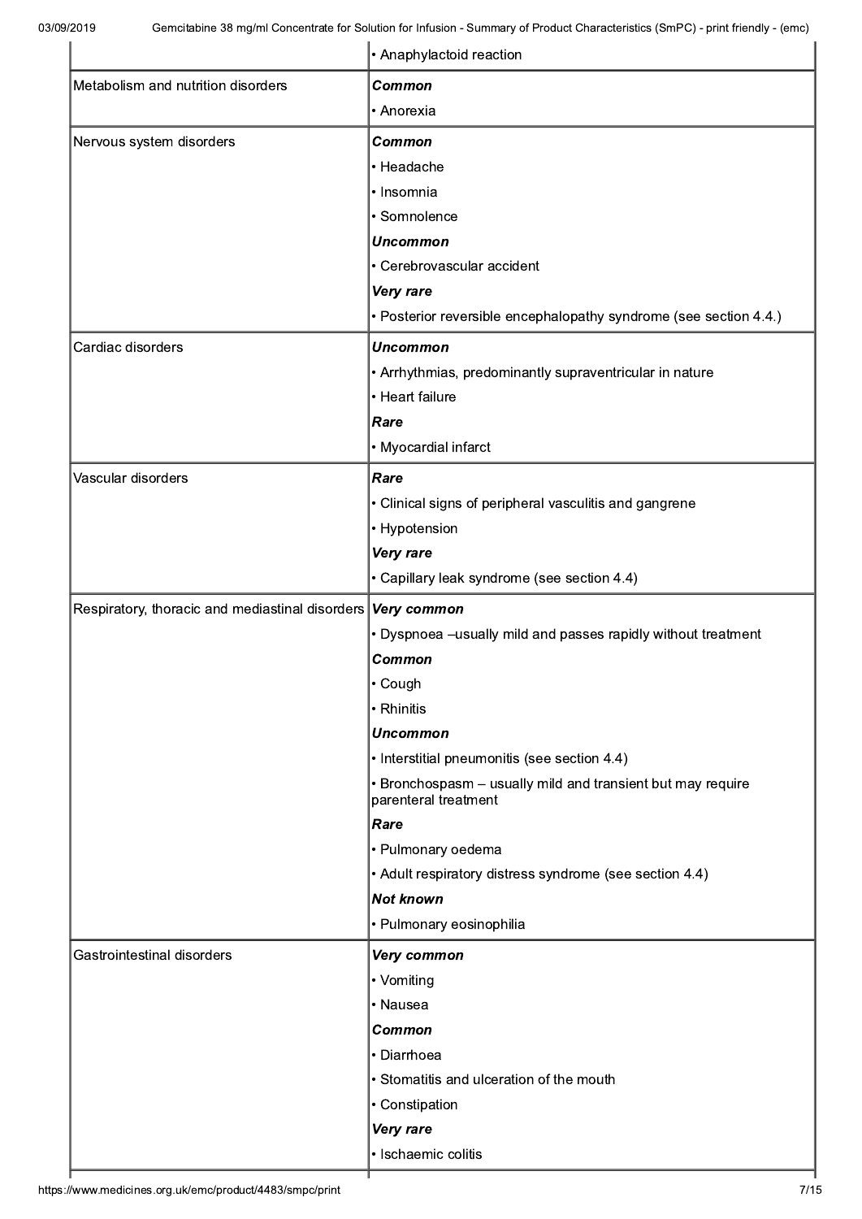| | |
|---|---|
| | • Anaphylactoid reaction |
| Metabolism and nutrition disorders | ***Common***<br>• Anorexia |
| Nervous system disorders | ***Common***<br>• Headache<br>• Insomnia<br>• Somnolence<br>***Uncommon***<br>• Cerebrovascular accident<br>***Very rare***<br>• Posterior reversible encephalopathy syndrome (see section 4.4.) |
| Cardiac disorders | ***Uncommon***<br>• Arrhythmias, predominantly supraventricular in nature<br>• Heart failure<br>***Rare***<br>• Myocardial infarct |
| Vascular disorders | ***Rare***<br>• Clinical signs of peripheral vasculitis and gangrene<br>• Hypotension<br>***Very rare***<br>• Capillary leak syndrome (see section 4.4) |
| Respiratory, thoracic and mediastinal disorders | ***Very common***<br>• Dyspnoea –usually mild and passes rapidly without treatment<br>***Common***<br>• Cough<br>• Rhinitis<br>***Uncommon***<br>• Interstitial pneumonitis (see section 4.4)<br>• Bronchospasm – usually mild and transient but may require parenteral treatment<br>***Rare***<br>• Pulmonary oedema<br>• Adult respiratory distress syndrome (see section 4.4)<br>***Not known***<br>• Pulmonary eosinophilia |
| Gastrointestinal disorders | ***Very common***<br>• Vomiting<br>• Nausea<br>***Common***<br>• Diarrhoea<br>• Stomatitis and ulceration of the mouth<br>• Constipation<br>***Very rare***<br>• Ischaemic colitis |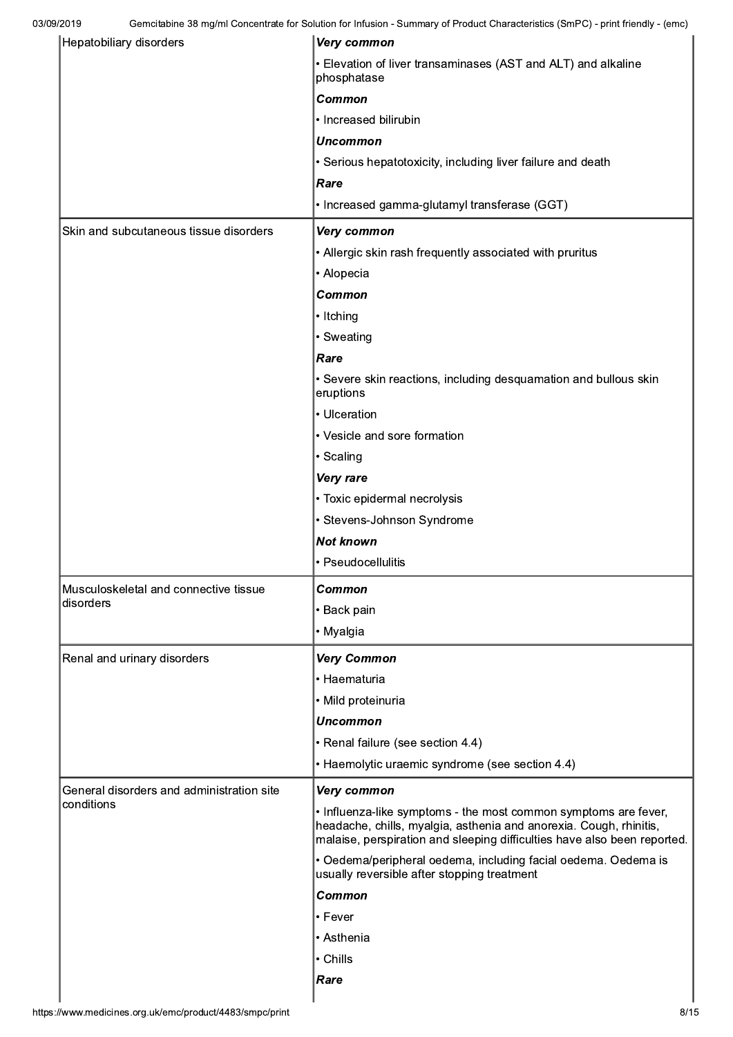| | |
|---|---|
| Hepatobiliary disorders | ***Very common***<br>• Elevation of liver transaminases (AST and ALT) and alkaline phosphatase<br>***Common***<br>• Increased bilirubin<br>***Uncommon***<br>• Serious hepatotoxicity, including liver failure and death<br>***Rare***<br>• Increased gamma-glutamyl transferase (GGT) |
| Skin and subcutaneous tissue disorders | ***Very common***<br>• Allergic skin rash frequently associated with pruritus<br>• Alopecia<br>***Common***<br>• Itching<br>• Sweating<br>***Rare***<br>• Severe skin reactions, including desquamation and bullous skin eruptions<br>• Ulceration<br>• Vesicle and sore formation<br>• Scaling<br>***Very rare***<br>• Toxic epidermal necrolysis<br>• Stevens-Johnson Syndrome<br>***Not known***<br>• Pseudocellulitis |
| Musculoskeletal and connective tissue disorders | ***Common***<br>• Back pain<br>• Myalgia |
| Renal and urinary disorders | ***Very Common***<br>• Haematuria<br>• Mild proteinuria<br>***Uncommon***<br>• Renal failure (see section 4.4)<br>• Haemolytic uraemic syndrome (see section 4.4) |
| General disorders and administration site conditions | ***Very common***<br>• Influenza-like symptoms - the most common symptoms are fever, headache, chills, myalgia, asthenia and anorexia. Cough, rhinitis, malaise, perspiration and sleeping difficulties have also been reported.<br>• Oedema/peripheral oedema, including facial oedema. Oedema is usually reversible after stopping treatment<br>***Common***<br>• Fever<br>• Asthenia<br>• Chills<br>***Rare*** |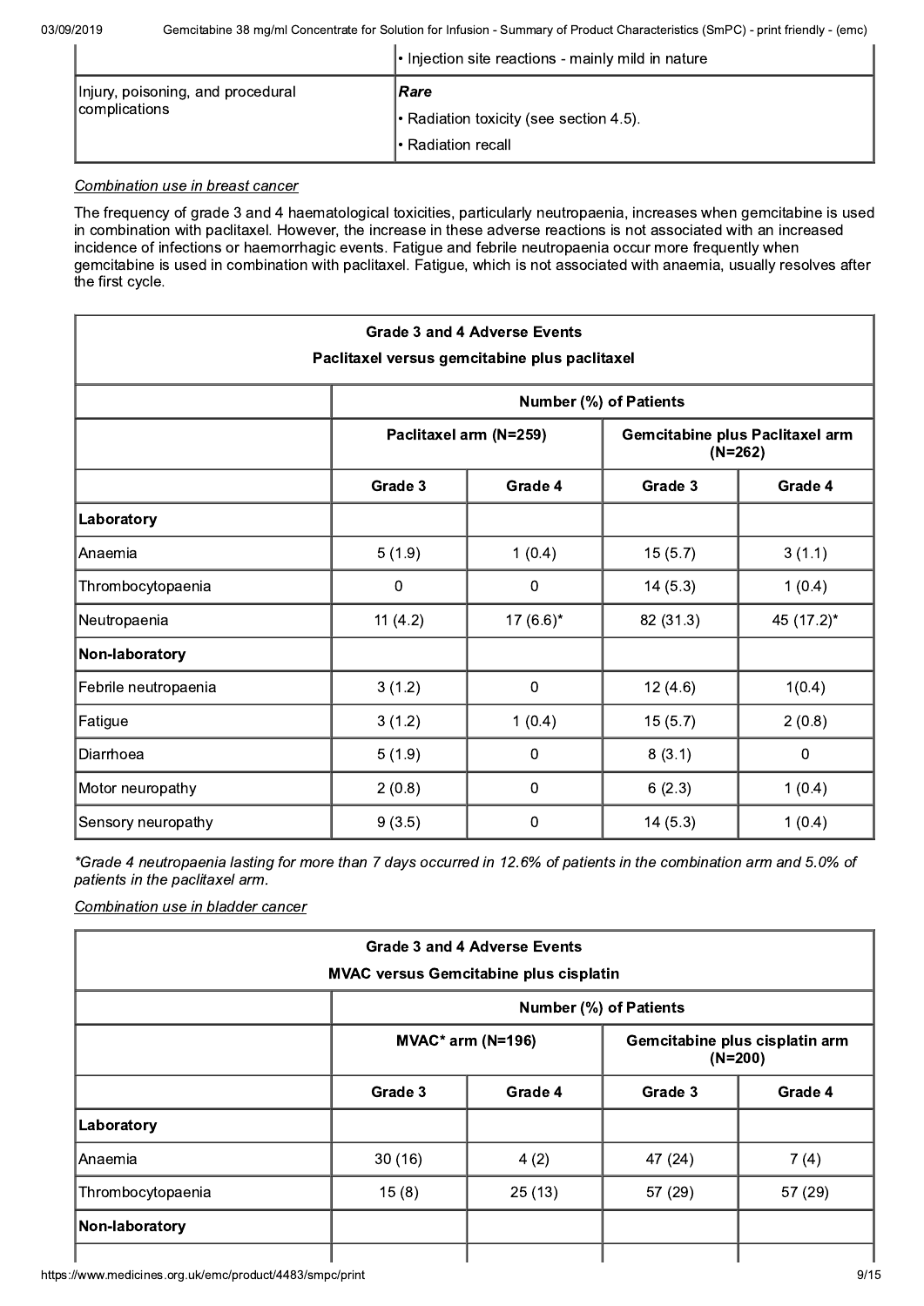| | |
|---|---|
| | • Injection site reactions - mainly mild in nature |
| Injury, poisoning, and procedural complications | ***Rare*** <br> • Radiation toxicity (see section 4.5). <br> • Radiation recall |

*Combination use in breast cancer*

The frequency of grade 3 and 4 haematological toxicities, particularly neutropaenia, increases when gemcitabine is used in combination with paclitaxel. However, the increase in these adverse reactions is not associated with an increased incidence of infections or haemorrhagic events. Fatigue and febrile neutropaenia occur more frequently when gemcitabine is used in combination with paclitaxel. Fatigue, which is not associated with anaemia, usually resolves after the first cycle.

| **Grade 3 and 4 Adverse Events<br>Paclitaxel versus gemcitabine plus paclitaxel** | | | | |
|---|---|---|---|---|
| | **Number (%) of Patients** | | | |
| | **Paclitaxel arm (N=259)** | | **Gemcitabine plus Paclitaxel arm (N=262)** | |
| | **Grade 3** | **Grade 4** | **Grade 3** | **Grade 4** |
| **Laboratory** | | | | |
| Anaemia | 5 (1.9) | 1 (0.4) | 15 (5.7) | 3 (1.1) |
| Thrombocytopaenia | 0 | 0 | 14 (5.3) | 1 (0.4) |
| Neutropaenia | 11 (4.2) | 17 (6.6)* | 82 (31.3) | 45 (17.2)* |
| **Non-laboratory** | | | | |
| Febrile neutropaenia | 3 (1.2) | 0 | 12 (4.6) | 1(0.4) |
| Fatigue | 3 (1.2) | 1 (0.4) | 15 (5.7) | 2 (0.8) |
| Diarrhoea | 5 (1.9) | 0 | 8 (3.1) | 0 |
| Motor neuropathy | 2 (0.8) | 0 | 6 (2.3) | 1 (0.4) |
| Sensory neuropathy | 9 (3.5) | 0 | 14 (5.3) | 1 (0.4) |

*\*Grade 4 neutropaenia lasting for more than 7 days occurred in 12.6% of patients in the combination arm and 5.0% of patients in the paclitaxel arm.*

*Combination use in bladder cancer*

| **Grade 3 and 4 Adverse Events<br>MVAC versus Gemcitabine plus cisplatin** | | | | |
|---|---|---|---|---|
| | **Number (%) of Patients** | | | |
| | **MVAC* arm (N=196)** | | **Gemcitabine plus cisplatin arm (N=200)** | |
| | **Grade 3** | **Grade 4** | **Grade 3** | **Grade 4** |
| **Laboratory** | | | | |
| Anaemia | 30 (16) | 4 (2) | 47 (24) | 7 (4) |
| Thrombocytopaenia | 15 (8) | 25 (13) | 57 (29) | 57 (29) |
| **Non-laboratory** | | | | |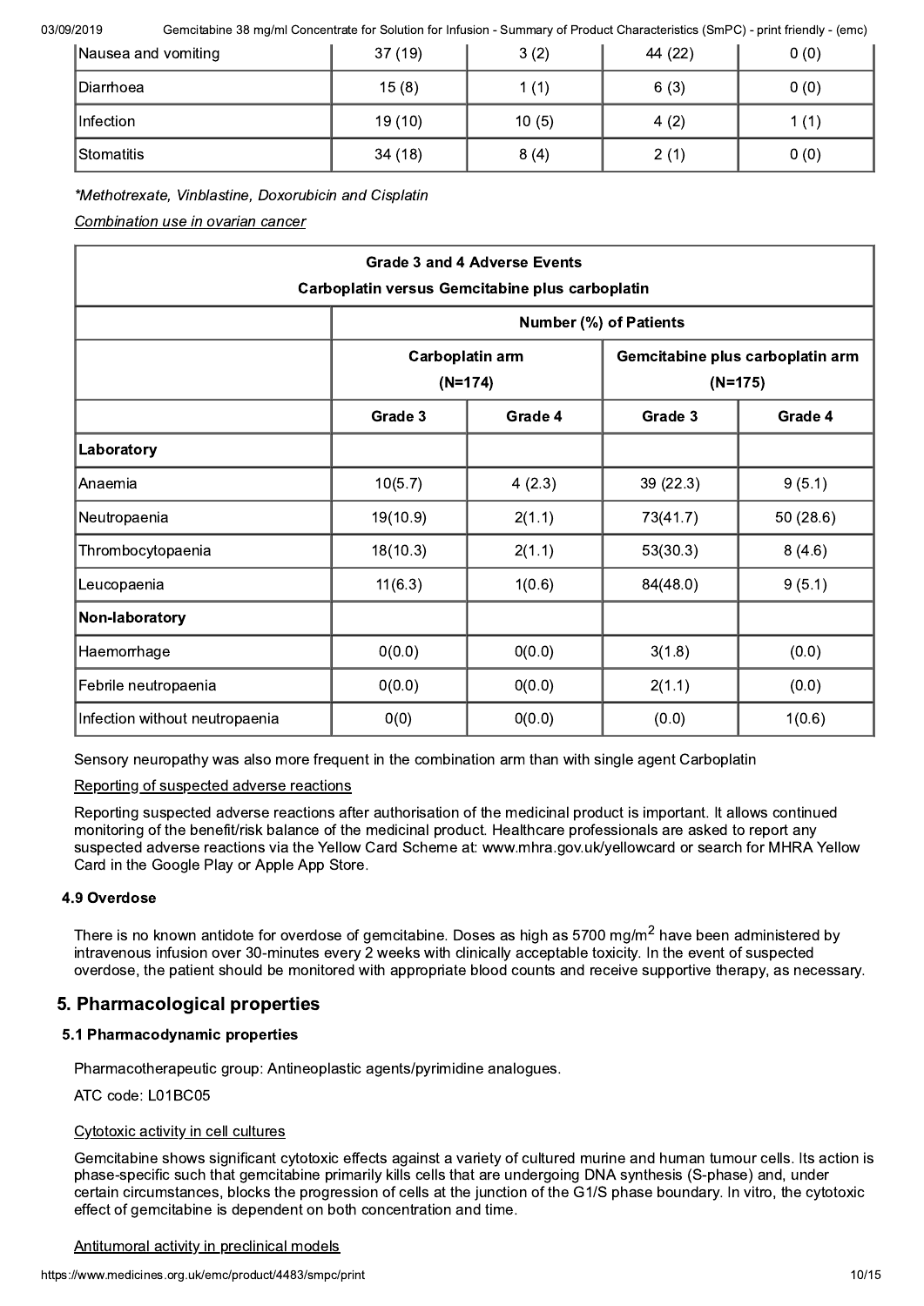| Nausea and vomiting | 37 (19) | 3 (2) | 44 (22) | 0 (0) |
|---|---|---|---|---|
| Diarrhoea | 15 (8) | 1 (1) | 6 (3) | 0 (0) |
| Infection | 19 (10) | 10 (5) | 4 (2) | 1 (1) |
| Stomatitis | 34 (18) | 8 (4) | 2 (1) | 0 (0) |

*\*Methotrexate, Vinblastine, Doxorubicin and Cisplatin*

Combination use in ovarian cancer

| **Grade 3 and 4 Adverse Events<br>Carboplatin versus Gemcitabine plus carboplatin** | | | | |
|---|---|---|---|---|
| | **Number (%) of Patients** | | | |
| | **Carboplatin arm<br>(N=174)** | | **Gemcitabine plus carboplatin arm<br>(N=175)** | |
| | **Grade 3** | **Grade 4** | **Grade 3** | **Grade 4** |
| **Laboratory** | | | | |
| Anaemia | 10(5.7) | 4 (2.3) | 39 (22.3) | 9 (5.1) |
| Neutropaenia | 19(10.9) | 2(1.1) | 73(41.7) | 50 (28.6) |
| Thrombocytopaenia | 18(10.3) | 2(1.1) | 53(30.3) | 8 (4.6) |
| Leucopaenia | 11(6.3) | 1(0.6) | 84(48.0) | 9 (5.1) |
| **Non-laboratory** | | | | |
| Haemorrhage | 0(0.0) | 0(0.0) | 3(1.8) | (0.0) |
| Febrile neutropaenia | 0(0.0) | 0(0.0) | 2(1.1) | (0.0) |
| Infection without neutropaenia | 0(0) | 0(0.0) | (0.0) | 1(0.6) |

Sensory neuropathy was also more frequent in the combination arm than with single agent Carboplatin

Reporting of suspected adverse reactions

Reporting suspected adverse reactions after authorisation of the medicinal product is important. It allows continued monitoring of the benefit/risk balance of the medicinal product. Healthcare professionals are asked to report any suspected adverse reactions via the Yellow Card Scheme at: www.mhra.gov.uk/yellowcard or search for MHRA Yellow Card in the Google Play or Apple App Store.

### 4.9 Overdose

There is no known antidote for overdose of gemcitabine. Doses as high as 5700 mg/m$^2$ have been administered by intravenous infusion over 30-minutes every 2 weeks with clinically acceptable toxicity. In the event of suspected overdose, the patient should be monitored with appropriate blood counts and receive supportive therapy, as necessary.

## 5. Pharmacological properties

### 5.1 Pharmacodynamic properties

Pharmacotherapeutic group: Antineoplastic agents/pyrimidine analogues.

ATC code: L01BC05

Cytotoxic activity in cell cultures

Gemcitabine shows significant cytotoxic effects against a variety of cultured murine and human tumour cells. Its action is phase-specific such that gemcitabine primarily kills cells that are undergoing DNA synthesis (S-phase) and, under certain circumstances, blocks the progression of cells at the junction of the G1/S phase boundary. In vitro, the cytotoxic effect of gemcitabine is dependent on both concentration and time.

Antitumoral activity in preclinical models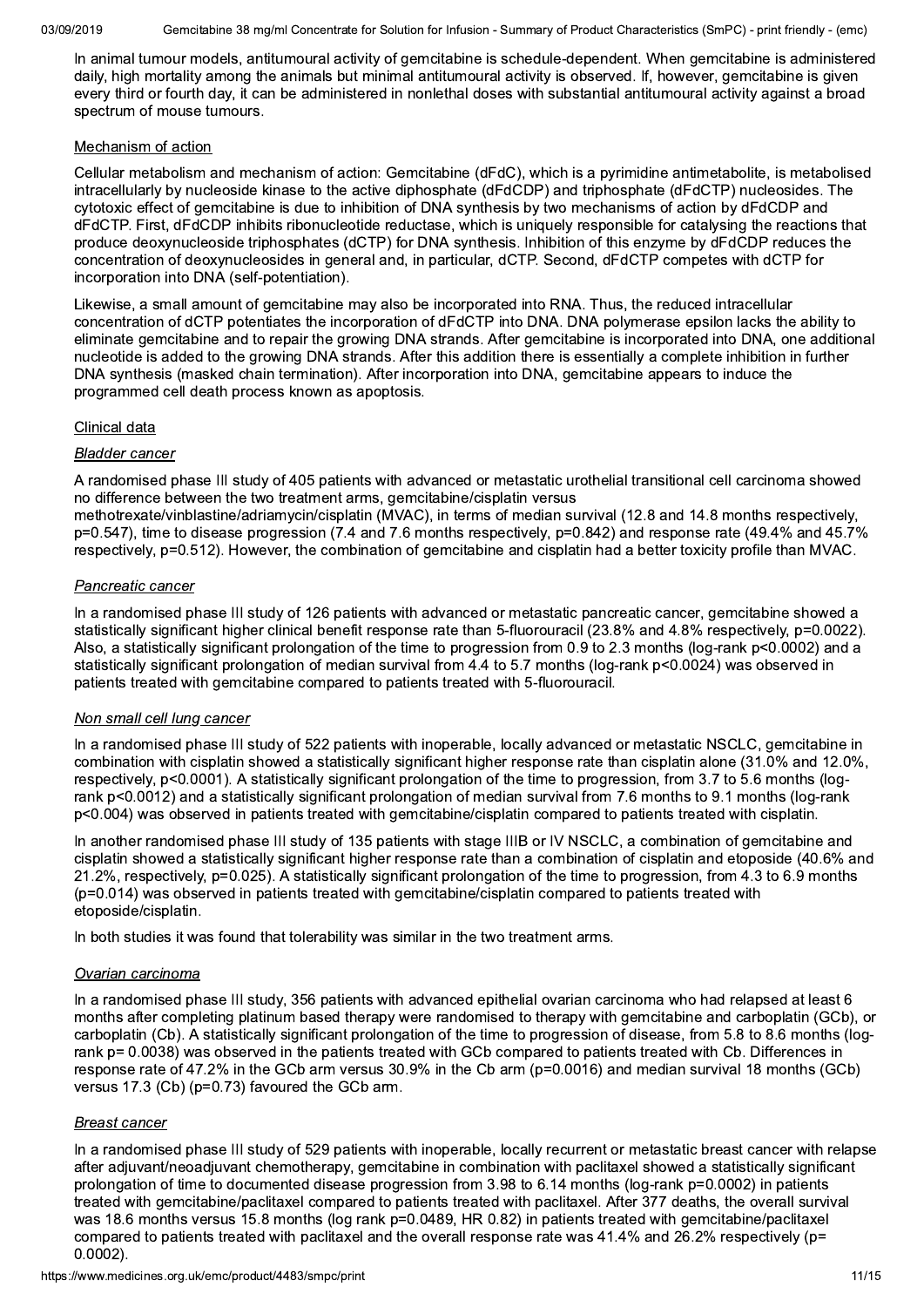In animal tumour models, antitumoural activity of gemcitabine is schedule-dependent. When gemcitabine is administered daily, high mortality among the animals but minimal antitumoural activity is observed. If, however, gemcitabine is given every third or fourth day, it can be administered in nonlethal doses with substantial antitumoural activity against a broad spectrum of mouse tumours.

Mechanism of action

Cellular metabolism and mechanism of action: Gemcitabine (dFdC), which is a pyrimidine antimetabolite, is metabolised intracellularly by nucleoside kinase to the active diphosphate (dFdCDP) and triphosphate (dFdCTP) nucleosides. The cytotoxic effect of gemcitabine is due to inhibition of DNA synthesis by two mechanisms of action by dFdCDP and dFdCTP. First, dFdCDP inhibits ribonucleotide reductase, which is uniquely responsible for catalysing the reactions that produce deoxynucleoside triphosphates (dCTP) for DNA synthesis. Inhibition of this enzyme by dFdCDP reduces the concentration of deoxynucleosides in general and, in particular, dCTP. Second, dFdCTP competes with dCTP for incorporation into DNA (self-potentiation).

Likewise, a small amount of gemcitabine may also be incorporated into RNA. Thus, the reduced intracellular concentration of dCTP potentiates the incorporation of dFdCTP into DNA. DNA polymerase epsilon lacks the ability to eliminate gemcitabine and to repair the growing DNA strands. After gemcitabine is incorporated into DNA, one additional nucleotide is added to the growing DNA strands. After this addition there is essentially a complete inhibition in further DNA synthesis (masked chain termination). After incorporation into DNA, gemcitabine appears to induce the programmed cell death process known as apoptosis.

Clinical data

*Bladder cancer*

A randomised phase III study of 405 patients with advanced or metastatic urothelial transitional cell carcinoma showed no difference between the two treatment arms, gemcitabine/cisplatin versus methotrexate/vinblastine/adriamycin/cisplatin (MVAC), in terms of median survival (12.8 and 14.8 months respectively, p=0.547), time to disease progression (7.4 and 7.6 months respectively, p=0.842) and response rate (49.4% and 45.7% respectively, p=0.512). However, the combination of gemcitabine and cisplatin had a better toxicity profile than MVAC.

*Pancreatic cancer*

In a randomised phase III study of 126 patients with advanced or metastatic pancreatic cancer, gemcitabine showed a statistically significant higher clinical benefit response rate than 5-fluorouracil (23.8% and 4.8% respectively, p=0.0022). Also, a statistically significant prolongation of the time to progression from 0.9 to 2.3 months (log-rank p<0.0002) and a statistically significant prolongation of median survival from 4.4 to 5.7 months (log-rank p<0.0024) was observed in patients treated with gemcitabine compared to patients treated with 5-fluorouracil.

*Non small cell lung cancer*

In a randomised phase III study of 522 patients with inoperable, locally advanced or metastatic NSCLC, gemcitabine in combination with cisplatin showed a statistically significant higher response rate than cisplatin alone (31.0% and 12.0%, respectively, p<0.0001). A statistically significant prolongation of the time to progression, from 3.7 to 5.6 months (log-rank p<0.0012) and a statistically significant prolongation of median survival from 7.6 months to 9.1 months (log-rank p<0.004) was observed in patients treated with gemcitabine/cisplatin compared to patients treated with cisplatin.

In another randomised phase III study of 135 patients with stage IIIB or IV NSCLC, a combination of gemcitabine and cisplatin showed a statistically significant higher response rate than a combination of cisplatin and etoposide (40.6% and 21.2%, respectively, p=0.025). A statistically significant prolongation of the time to progression, from 4.3 to 6.9 months (p=0.014) was observed in patients treated with gemcitabine/cisplatin compared to patients treated with etoposide/cisplatin.

In both studies it was found that tolerability was similar in the two treatment arms.

*Ovarian carcinoma*

In a randomised phase III study, 356 patients with advanced epithelial ovarian carcinoma who had relapsed at least 6 months after completing platinum based therapy were randomised to therapy with gemcitabine and carboplatin (GCb), or carboplatin (Cb). A statistically significant prolongation of the time to progression of disease, from 5.8 to 8.6 months (log-rank p= 0.0038) was observed in the patients treated with GCb compared to patients treated with Cb. Differences in response rate of 47.2% in the GCb arm versus 30.9% in the Cb arm (p=0.0016) and median survival 18 months (GCb) versus 17.3 (Cb) (p=0.73) favoured the GCb arm.

*Breast cancer*

In a randomised phase III study of 529 patients with inoperable, locally recurrent or metastatic breast cancer with relapse after adjuvant/neoadjuvant chemotherapy, gemcitabine in combination with paclitaxel showed a statistically significant prolongation of time to documented disease progression from 3.98 to 6.14 months (log-rank p=0.0002) in patients treated with gemcitabine/paclitaxel compared to patients treated with paclitaxel. After 377 deaths, the overall survival was 18.6 months versus 15.8 months (log rank p=0.0489, HR 0.82) in patients treated with gemcitabine/paclitaxel compared to patients treated with paclitaxel and the overall response rate was 41.4% and 26.2% respectively (p= 0.0002).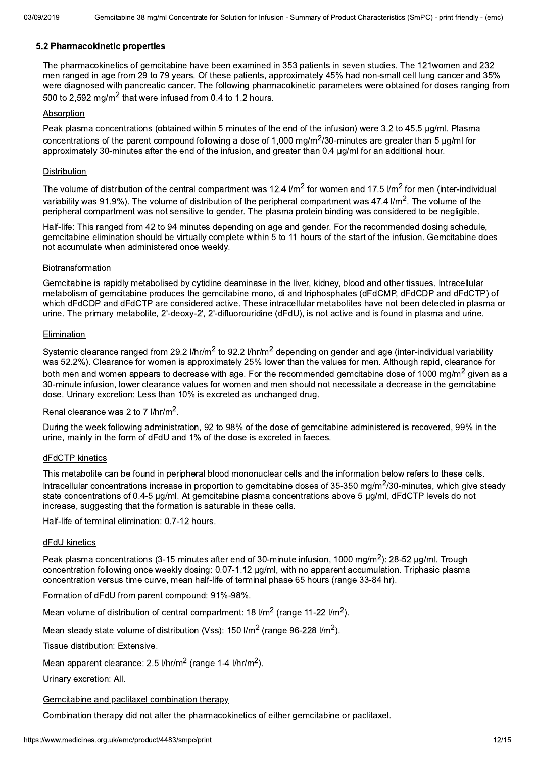### 5.2 Pharmacokinetic properties

The pharmacokinetics of gemcitabine have been examined in 353 patients in seven studies. The 121women and 232 men ranged in age from 29 to 79 years. Of these patients, approximately 45% had non-small cell lung cancer and 35% were diagnosed with pancreatic cancer. The following pharmacokinetic parameters were obtained for doses ranging from 500 to 2,592 mg/m$^2$ that were infused from 0.4 to 1.2 hours.

Absorption

Peak plasma concentrations (obtained within 5 minutes of the end of the infusion) were 3.2 to 45.5 µg/ml. Plasma concentrations of the parent compound following a dose of 1,000 mg/m$^2$/30-minutes are greater than 5 µg/ml for approximately 30-minutes after the end of the infusion, and greater than 0.4 µg/ml for an additional hour.

Distribution

The volume of distribution of the central compartment was 12.4 l/m$^2$ for women and 17.5 l/m$^2$ for men (inter-individual variability was 91.9%). The volume of distribution of the peripheral compartment was 47.4 l/m$^2$. The volume of the peripheral compartment was not sensitive to gender. The plasma protein binding was considered to be negligible.

Half-life: This ranged from 42 to 94 minutes depending on age and gender. For the recommended dosing schedule, gemcitabine elimination should be virtually complete within 5 to 11 hours of the start of the infusion. Gemcitabine does not accumulate when administered once weekly.

Biotransformation

Gemcitabine is rapidly metabolised by cytidine deaminase in the liver, kidney, blood and other tissues. Intracellular metabolism of gemcitabine produces the gemcitabine mono, di and triphosphates (dFdCMP, dFdCDP and dFdCTP) of which dFdCDP and dFdCTP are considered active. These intracellular metabolites have not been detected in plasma or urine. The primary metabolite, 2'-deoxy-2', 2'-difluorouridine (dFdU), is not active and is found in plasma and urine.

Elimination

Systemic clearance ranged from 29.2 l/hr/m$^2$ to 92.2 l/hr/m$^2$ depending on gender and age (inter-individual variability was 52.2%). Clearance for women is approximately 25% lower than the values for men. Although rapid, clearance for both men and women appears to decrease with age. For the recommended gemcitabine dose of 1000 mg/m$^2$ given as a 30-minute infusion, lower clearance values for women and men should not necessitate a decrease in the gemcitabine dose. Urinary excretion: Less than 10% is excreted as unchanged drug.

Renal clearance was 2 to 7 l/hr/m$^2$.

During the week following administration, 92 to 98% of the dose of gemcitabine administered is recovered, 99% in the urine, mainly in the form of dFdU and 1% of the dose is excreted in faeces.

dFdCTP kinetics

This metabolite can be found in peripheral blood mononuclear cells and the information below refers to these cells. Intracellular concentrations increase in proportion to gemcitabine doses of 35-350 mg/m$^2$/30-minutes, which give steady state concentrations of 0.4-5 µg/ml. At gemcitabine plasma concentrations above 5 µg/ml, dFdCTP levels do not increase, suggesting that the formation is saturable in these cells.

Half-life of terminal elimination: 0.7-12 hours.

dFdU kinetics

Peak plasma concentrations (3-15 minutes after end of 30-minute infusion, 1000 mg/m$^2$): 28-52 µg/ml. Trough concentration following once weekly dosing: 0.07-1.12 µg/ml, with no apparent accumulation. Triphasic plasma concentration versus time curve, mean half-life of terminal phase 65 hours (range 33-84 hr).

Formation of dFdU from parent compound: 91%-98%.

Mean volume of distribution of central compartment: 18 l/m$^2$ (range 11-22 l/m$^2$).

Mean steady state volume of distribution (Vss): 150 l/m$^2$ (range 96-228 l/m$^2$).

Tissue distribution: Extensive.

Mean apparent clearance: 2.5 l/hr/m$^2$ (range 1-4 l/hr/m$^2$).

Urinary excretion: All.

Gemcitabine and paclitaxel combination therapy

Combination therapy did not alter the pharmacokinetics of either gemcitabine or paclitaxel.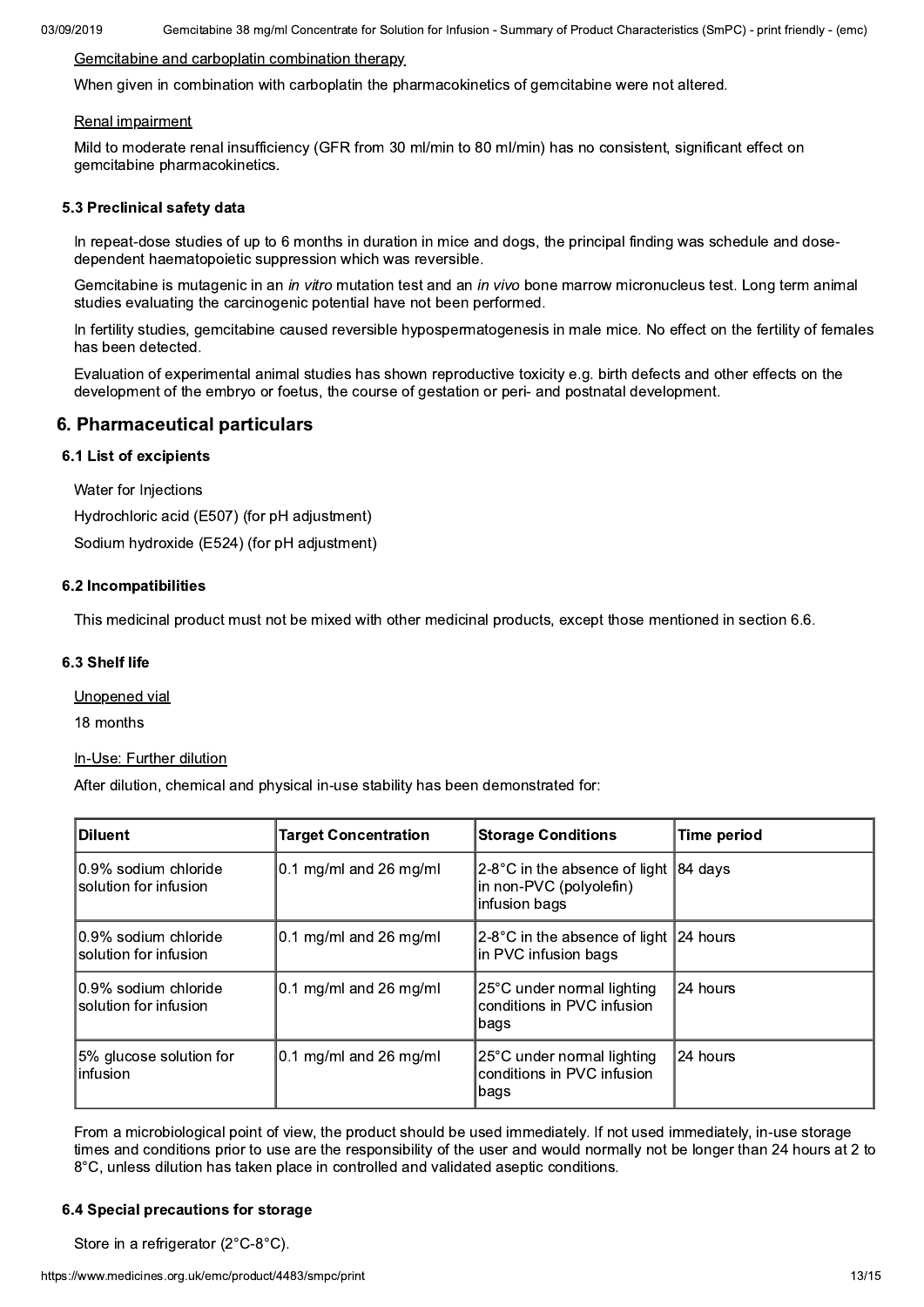Gemcitabine and carboplatin combination therapy

When given in combination with carboplatin the pharmacokinetics of gemcitabine were not altered.

Renal impairment

Mild to moderate renal insufficiency (GFR from 30 ml/min to 80 ml/min) has no consistent, significant effect on gemcitabine pharmacokinetics.

### 5.3 Preclinical safety data

In repeat-dose studies of up to 6 months in duration in mice and dogs, the principal finding was schedule and dose-dependent haematopoietic suppression which was reversible.

Gemcitabine is mutagenic in an *in vitro* mutation test and an *in vivo* bone marrow micronucleus test. Long term animal studies evaluating the carcinogenic potential have not been performed.

In fertility studies, gemcitabine caused reversible hypospermatogenesis in male mice. No effect on the fertility of females has been detected.

Evaluation of experimental animal studies has shown reproductive toxicity e.g. birth defects and other effects on the development of the embryo or foetus, the course of gestation or peri- and postnatal development.

## 6. Pharmaceutical particulars

### 6.1 List of excipients

Water for Injections

Hydrochloric acid (E507) (for pH adjustment)

Sodium hydroxide (E524) (for pH adjustment)

### 6.2 Incompatibilities

This medicinal product must not be mixed with other medicinal products, except those mentioned in section 6.6.

### 6.3 Shelf life

Unopened vial

18 months

In-Use: Further dilution

After dilution, chemical and physical in-use stability has been demonstrated for:

| Diluent | Target Concentration | Storage Conditions | Time period |
|---|---|---|---|
| 0.9% sodium chloride solution for infusion | 0.1 mg/ml and 26 mg/ml | 2-8°C in the absence of light in non-PVC (polyolefin) infusion bags | 84 days |
| 0.9% sodium chloride solution for infusion | 0.1 mg/ml and 26 mg/ml | 2-8°C in the absence of light in PVC infusion bags | 24 hours |
| 0.9% sodium chloride solution for infusion | 0.1 mg/ml and 26 mg/ml | 25°C under normal lighting conditions in PVC infusion bags | 24 hours |
| 5% glucose solution for infusion | 0.1 mg/ml and 26 mg/ml | 25°C under normal lighting conditions in PVC infusion bags | 24 hours |

From a microbiological point of view, the product should be used immediately. If not used immediately, in-use storage times and conditions prior to use are the responsibility of the user and would normally not be longer than 24 hours at 2 to 8°C, unless dilution has taken place in controlled and validated aseptic conditions.

### 6.4 Special precautions for storage

Store in a refrigerator (2°C-8°C).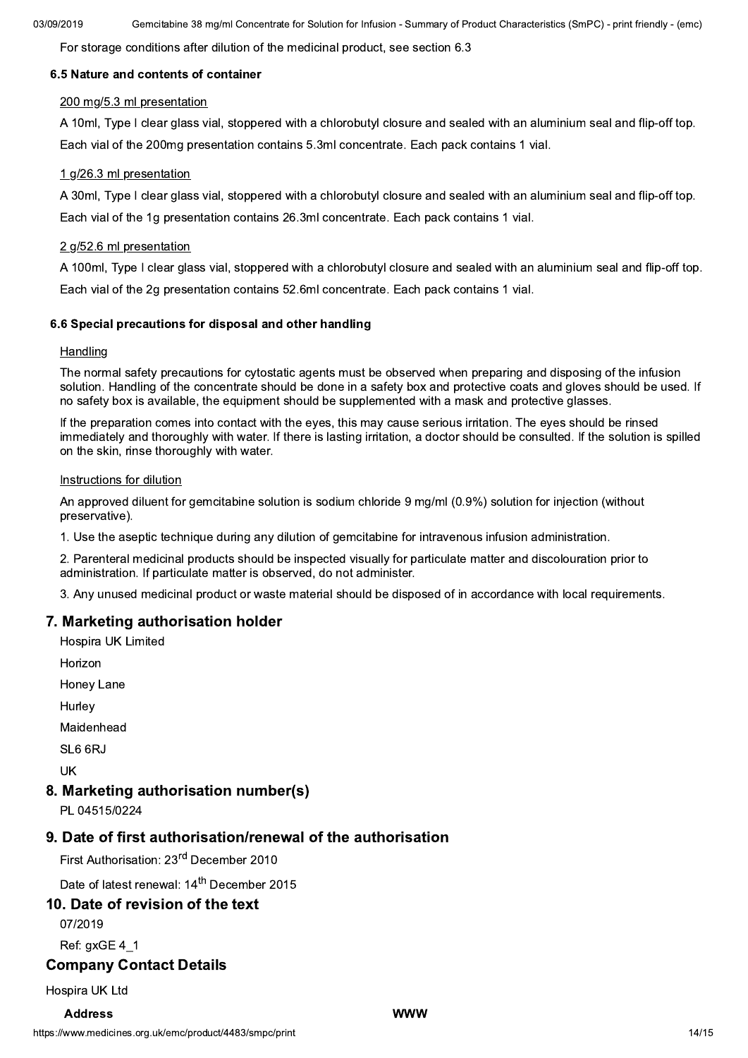For storage conditions after dilution of the medicinal product, see section 6.3

### 6.5 Nature and contents of container

200 mg/5.3 ml presentation

A 10ml, Type I clear glass vial, stoppered with a chlorobutyl closure and sealed with an aluminium seal and flip-off top.

Each vial of the 200mg presentation contains 5.3ml concentrate. Each pack contains 1 vial.

1 g/26.3 ml presentation

A 30ml, Type I clear glass vial, stoppered with a chlorobutyl closure and sealed with an aluminium seal and flip-off top.

Each vial of the 1g presentation contains 26.3ml concentrate. Each pack contains 1 vial.

2 g/52.6 ml presentation

A 100ml, Type I clear glass vial, stoppered with a chlorobutyl closure and sealed with an aluminium seal and flip-off top.

Each vial of the 2g presentation contains 52.6ml concentrate. Each pack contains 1 vial.

### 6.6 Special precautions for disposal and other handling

Handling

The normal safety precautions for cytostatic agents must be observed when preparing and disposing of the infusion solution. Handling of the concentrate should be done in a safety box and protective coats and gloves should be used. If no safety box is available, the equipment should be supplemented with a mask and protective glasses.

If the preparation comes into contact with the eyes, this may cause serious irritation. The eyes should be rinsed immediately and thoroughly with water. If there is lasting irritation, a doctor should be consulted. If the solution is spilled on the skin, rinse thoroughly with water.

Instructions for dilution

An approved diluent for gemcitabine solution is sodium chloride 9 mg/ml (0.9%) solution for injection (without preservative).

1. Use the aseptic technique during any dilution of gemcitabine for intravenous infusion administration.

2. Parenteral medicinal products should be inspected visually for particulate matter and discolouration prior to administration. If particulate matter is observed, do not administer.

3. Any unused medicinal product or waste material should be disposed of in accordance with local requirements.

## 7. Marketing authorisation holder

Hospira UK Limited

Horizon

Honey Lane

Hurley

Maidenhead

SL6 6RJ

UK

## 8. Marketing authorisation number(s)

PL 04515/0224

## 9. Date of first authorisation/renewal of the authorisation

First Authorisation: 23rd December 2010

Date of latest renewal: 14th December 2015

## 10. Date of revision of the text

07/2019

Ref: gxGE 4_1

## Company Contact Details

Hospira UK Ltd

**Address** **WWW**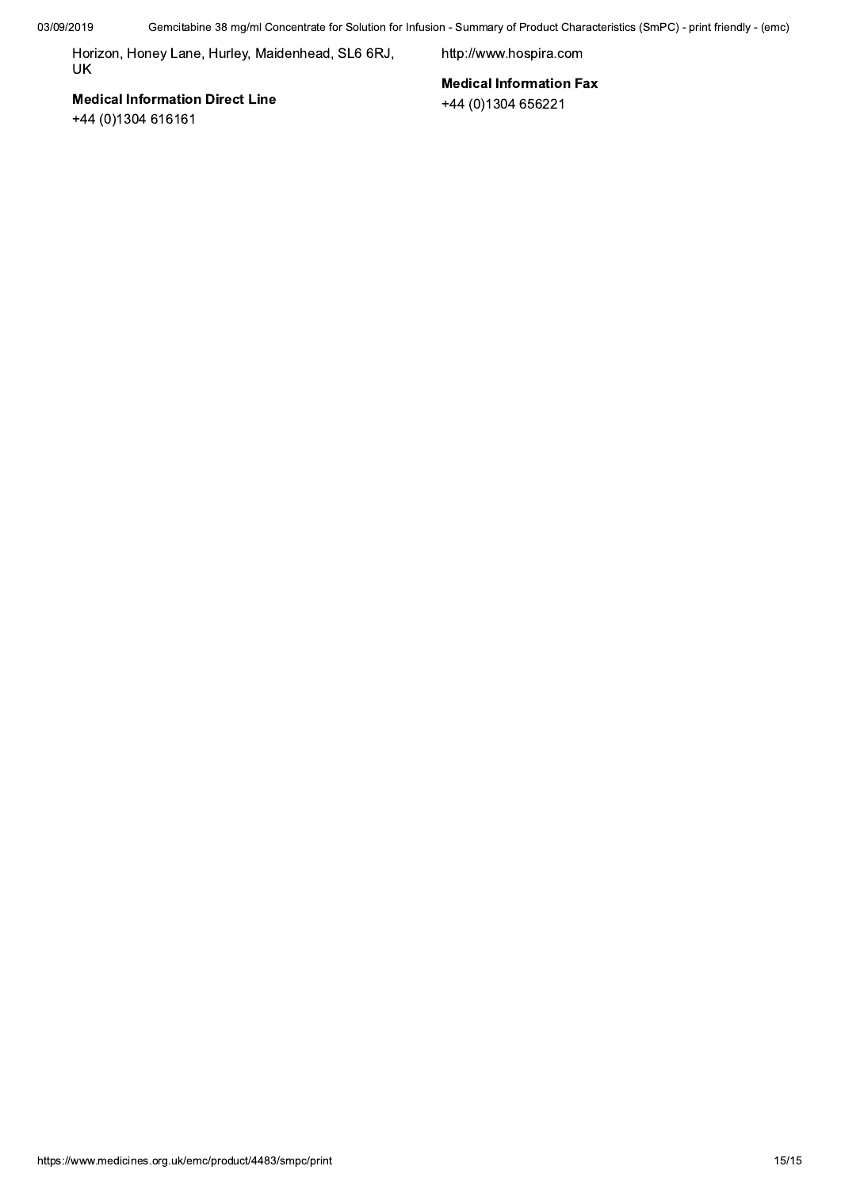Horizon, Honey Lane, Hurley, Maidenhead, SL6 6RJ, UK

**Medical Information Direct Line**

+44 (0)1304 616161

http://www.hospira.com

**Medical Information Fax**

+44 (0)1304 656221